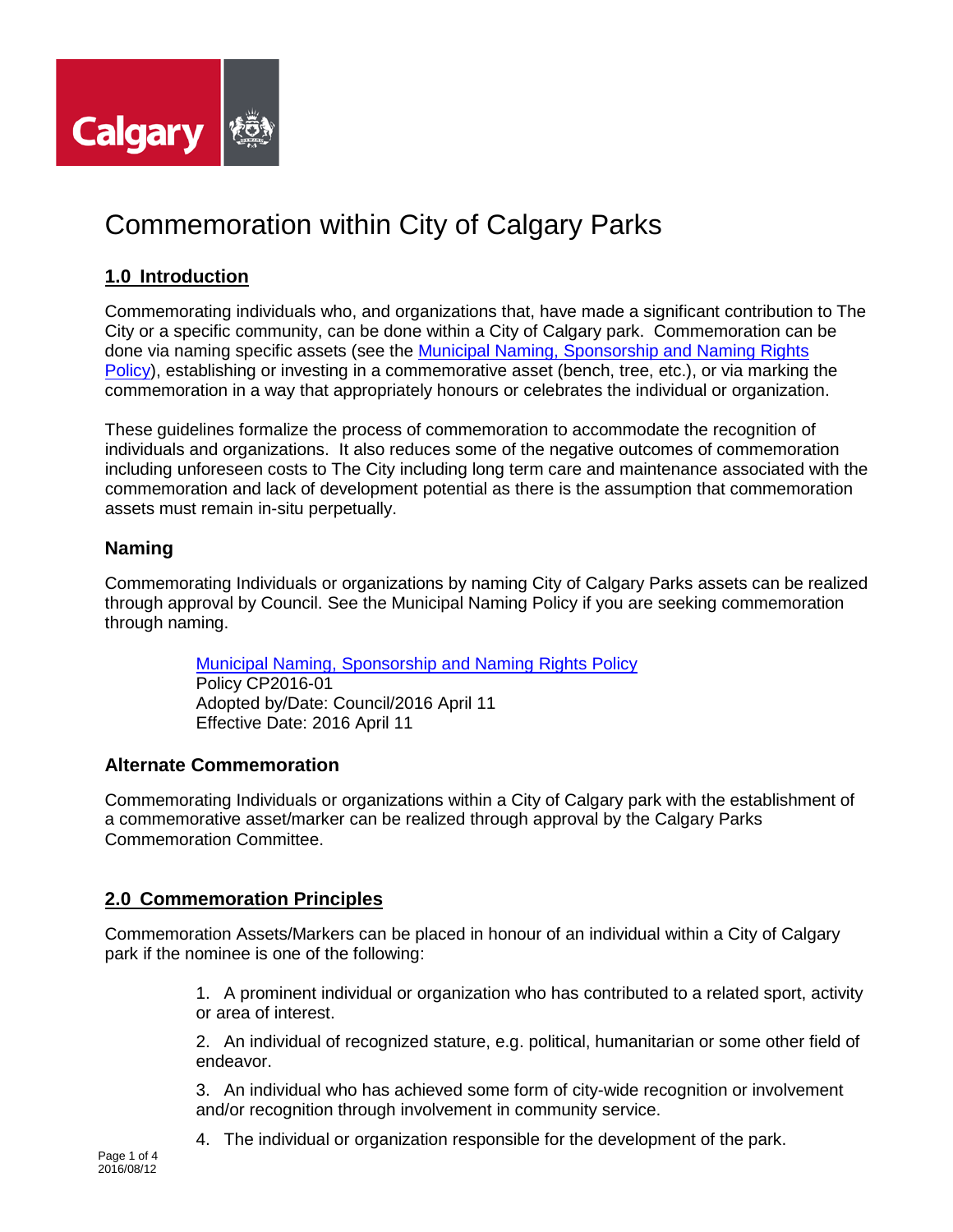# Commemoration within City of Calgary Parks

## 1.0 Introduction

Commemorating individuals who, and organizations that, have made a significant contribution to The City or a specific community, can be done within a City of Calgary park. Commemoration can be done via naming specific assets (see the Municipal Naming, Sponsorship and Naming Rights Policy), establishing or investing in a commemorative asset (bench, tree, etc.), or via marking the commemoration in a way that appropriately honours or celebrates the individual or organization.

These guidelines formalize the process of commemoration to accommodate the recognition of individuals and organizations. It also reduces some of the negative outcomes of commemoration including unforeseen costs to The City including long term care and maintenance associated with the commemoration and lack of development potential as there is the assumption that commemoration assets must remain in-situ perpetually.

### Naming

Commemorating Individuals or organizations by naming City of Calgary Parks assets can be realized through approval by Council. See the Municipal Naming Policy if you are seeking commemoration through naming.

> Municipal Naming, Sponsorship and Naming Rights Policy
> Policy CP2016-01
> Adopted by/Date: Council/2016 April 11
> Effective Date: 2016 April 11

### Alternate Commemoration

Commemorating Individuals or organizations within a City of Calgary park with the establishment of a commemorative asset/marker can be realized through approval by the Calgary Parks Commemoration Committee.

## 2.0 Commemoration Principles

Commemoration Assets/Markers can be placed in honour of an individual within a City of Calgary park if the nominee is one of the following:

1. A prominent individual or organization who has contributed to a related sport, activity or area of interest.
2. An individual of recognized stature, e.g. political, humanitarian or some other field of endeavor.
3. An individual who has achieved some form of city-wide recognition or involvement and/or recognition through involvement in community service.
4. The individual or organization responsible for the development of the park.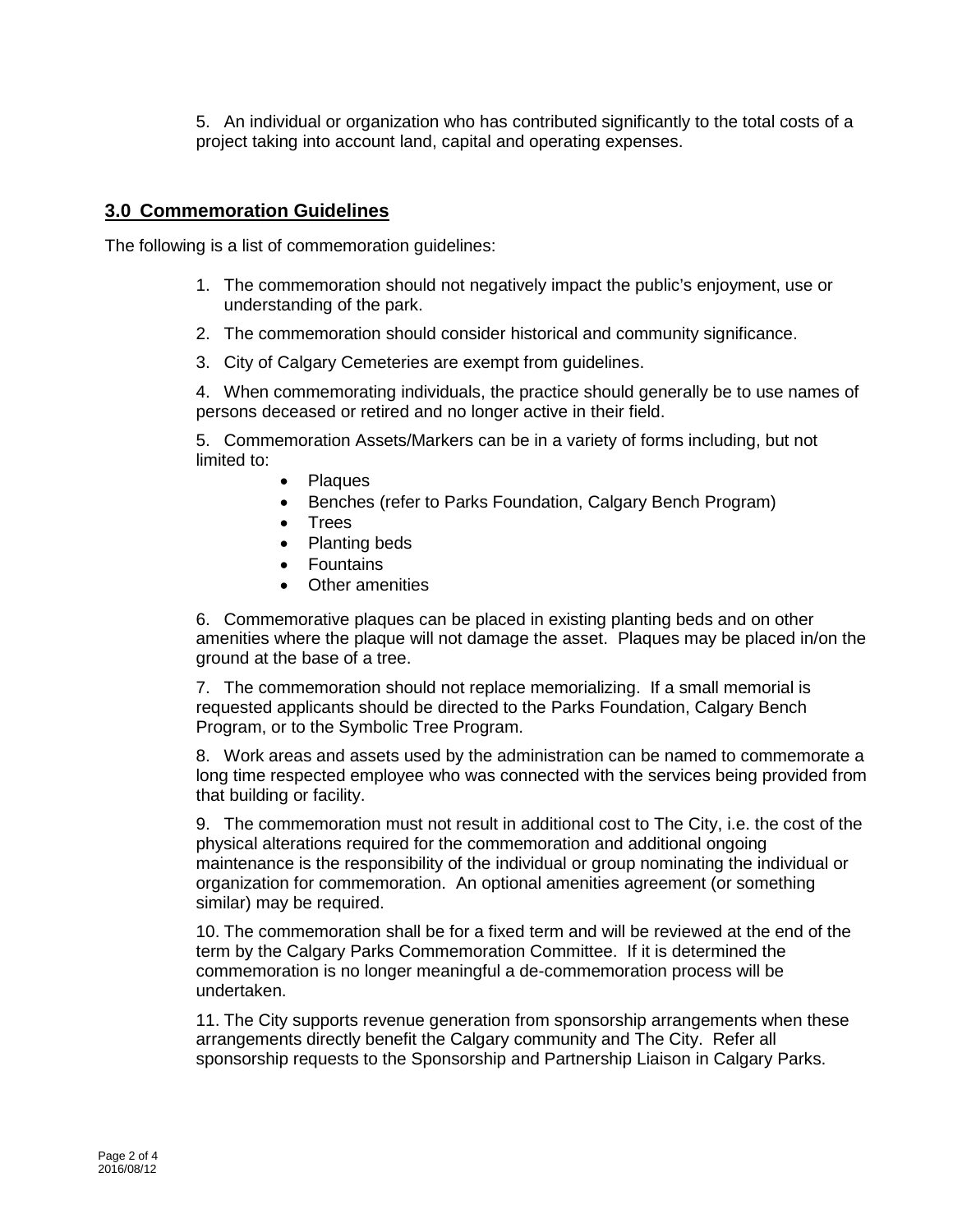5. An individual or organization who has contributed significantly to the total costs of a project taking into account land, capital and operating expenses.

## 3.0 Commemoration Guidelines

The following is a list of commemoration guidelines:

1. The commemoration should not negatively impact the public's enjoyment, use or understanding of the park.
2. The commemoration should consider historical and community significance.
3. City of Calgary Cemeteries are exempt from guidelines.
4. When commemorating individuals, the practice should generally be to use names of persons deceased or retired and no longer active in their field.
5. Commemoration Assets/Markers can be in a variety of forms including, but not limited to:
    - Plaques
    - Benches (refer to Parks Foundation, Calgary Bench Program)
    - Trees
    - Planting beds
    - Fountains
    - Other amenities
6. Commemorative plaques can be placed in existing planting beds and on other amenities where the plaque will not damage the asset. Plaques may be placed in/on the ground at the base of a tree.
7. The commemoration should not replace memorializing. If a small memorial is requested applicants should be directed to the Parks Foundation, Calgary Bench Program, or to the Symbolic Tree Program.
8. Work areas and assets used by the administration can be named to commemorate a long time respected employee who was connected with the services being provided from that building or facility.
9. The commemoration must not result in additional cost to The City, i.e. the cost of the physical alterations required for the commemoration and additional ongoing maintenance is the responsibility of the individual or group nominating the individual or organization for commemoration. An optional amenities agreement (or something similar) may be required.
10. The commemoration shall be for a fixed term and will be reviewed at the end of the term by the Calgary Parks Commemoration Committee. If it is determined the commemoration is no longer meaningful a de-commemoration process will be undertaken.
11. The City supports revenue generation from sponsorship arrangements when these arrangements directly benefit the Calgary community and The City. Refer all sponsorship requests to the Sponsorship and Partnership Liaison in Calgary Parks.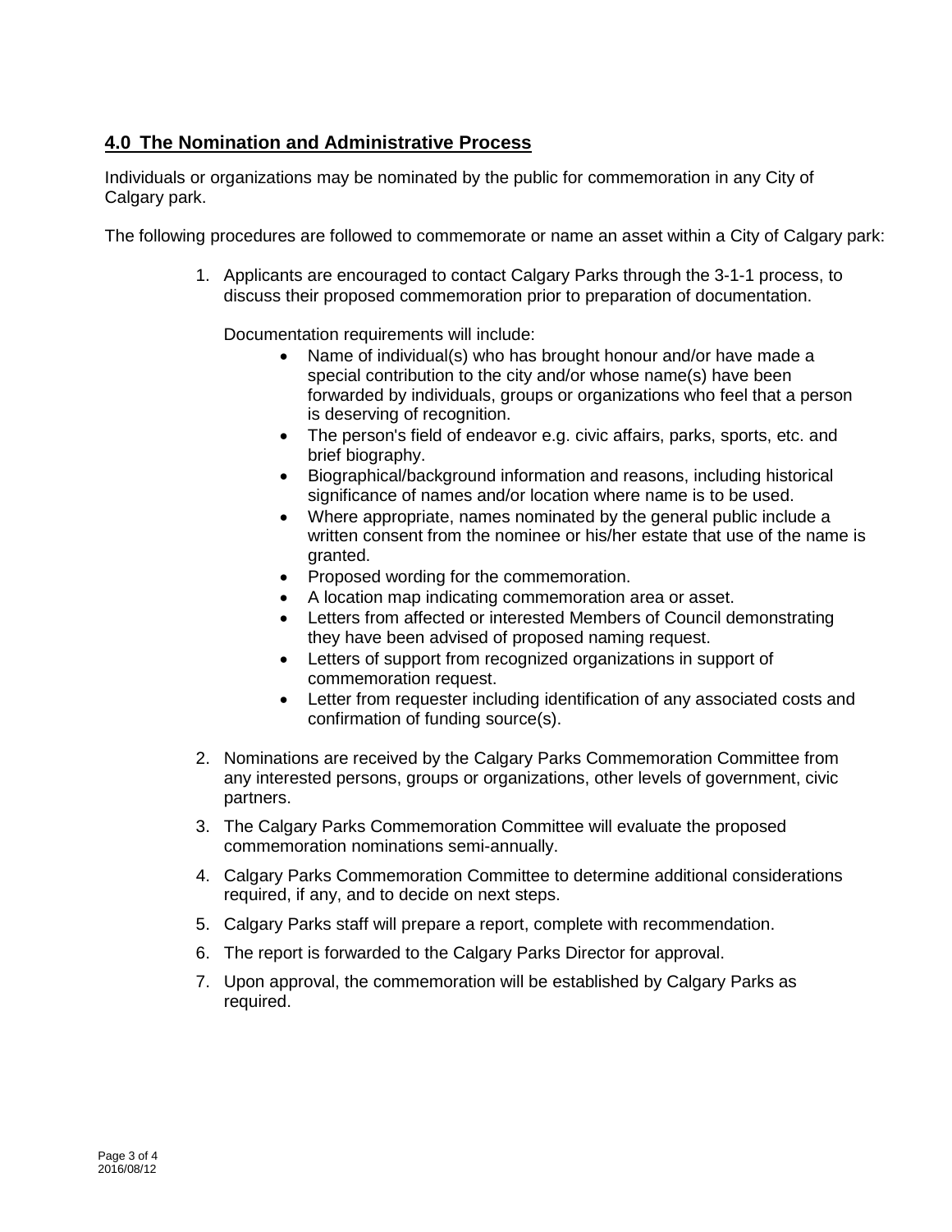## 4.0 The Nomination and Administrative Process

Individuals or organizations may be nominated by the public for commemoration in any City of Calgary park.

The following procedures are followed to commemorate or name an asset within a City of Calgary park:

1. Applicants are encouraged to contact Calgary Parks through the 3-1-1 process, to discuss their proposed commemoration prior to preparation of documentation.

   Documentation requirements will include:
   - Name of individual(s) who has brought honour and/or have made a special contribution to the city and/or whose name(s) have been forwarded by individuals, groups or organizations who feel that a person is deserving of recognition.
   - The person's field of endeavor e.g. civic affairs, parks, sports, etc. and brief biography.
   - Biographical/background information and reasons, including historical significance of names and/or location where name is to be used.
   - Where appropriate, names nominated by the general public include a written consent from the nominee or his/her estate that use of the name is granted.
   - Proposed wording for the commemoration.
   - A location map indicating commemoration area or asset.
   - Letters from affected or interested Members of Council demonstrating they have been advised of proposed naming request.
   - Letters of support from recognized organizations in support of commemoration request.
   - Letter from requester including identification of any associated costs and confirmation of funding source(s).

2. Nominations are received by the Calgary Parks Commemoration Committee from any interested persons, groups or organizations, other levels of government, civic partners.
3. The Calgary Parks Commemoration Committee will evaluate the proposed commemoration nominations semi-annually.
4. Calgary Parks Commemoration Committee to determine additional considerations required, if any, and to decide on next steps.
5. Calgary Parks staff will prepare a report, complete with recommendation.
6. The report is forwarded to the Calgary Parks Director for approval.
7. Upon approval, the commemoration will be established by Calgary Parks as required.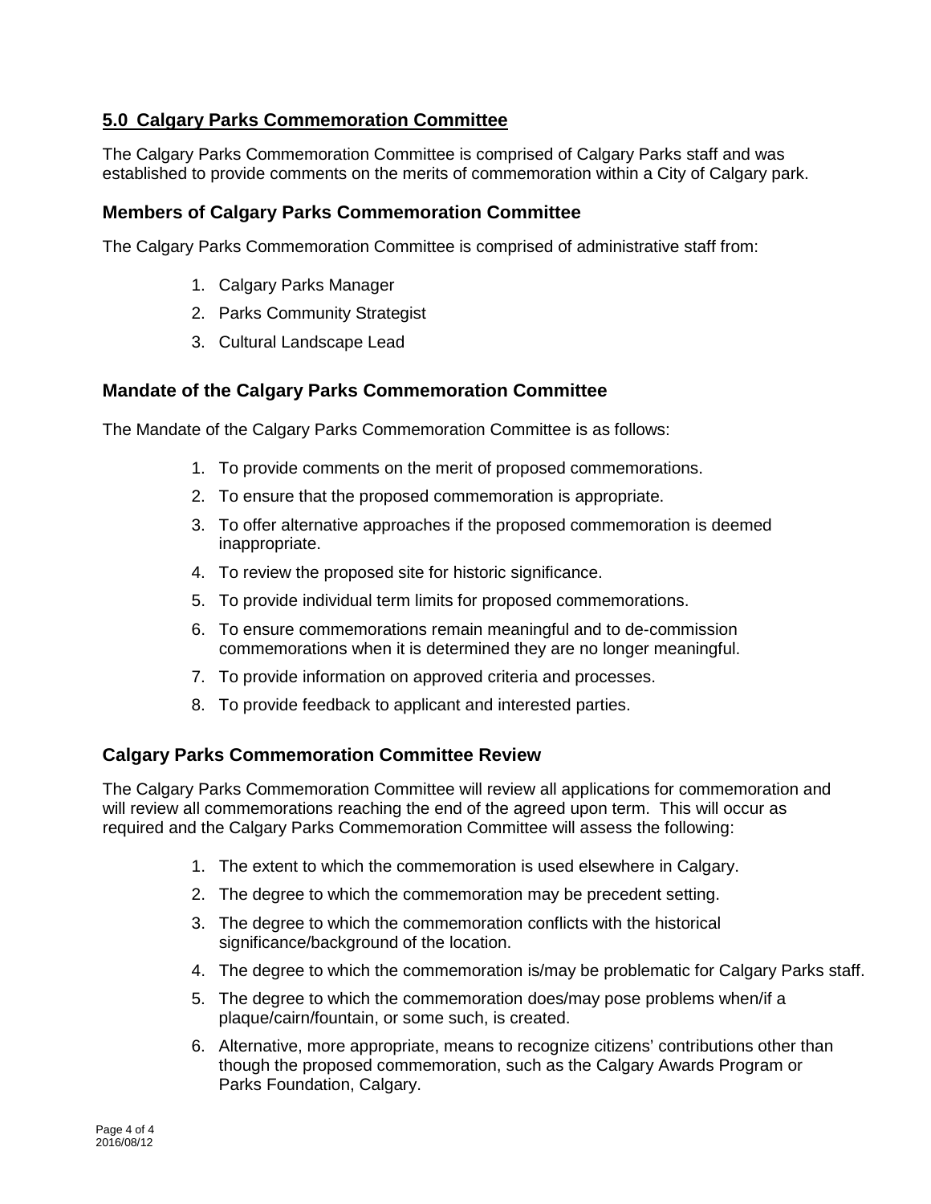## 5.0 Calgary Parks Commemoration Committee

The Calgary Parks Commemoration Committee is comprised of Calgary Parks staff and was established to provide comments on the merits of commemoration within a City of Calgary park.

### Members of Calgary Parks Commemoration Committee

The Calgary Parks Commemoration Committee is comprised of administrative staff from:

1. Calgary Parks Manager
2. Parks Community Strategist
3. Cultural Landscape Lead

### Mandate of the Calgary Parks Commemoration Committee

The Mandate of the Calgary Parks Commemoration Committee is as follows:

1. To provide comments on the merit of proposed commemorations.
2. To ensure that the proposed commemoration is appropriate.
3. To offer alternative approaches if the proposed commemoration is deemed inappropriate.
4. To review the proposed site for historic significance.
5. To provide individual term limits for proposed commemorations.
6. To ensure commemorations remain meaningful and to de-commission commemorations when it is determined they are no longer meaningful.
7. To provide information on approved criteria and processes.
8. To provide feedback to applicant and interested parties.

### Calgary Parks Commemoration Committee Review

The Calgary Parks Commemoration Committee will review all applications for commemoration and will review all commemorations reaching the end of the agreed upon term. This will occur as required and the Calgary Parks Commemoration Committee will assess the following:

1. The extent to which the commemoration is used elsewhere in Calgary.
2. The degree to which the commemoration may be precedent setting.
3. The degree to which the commemoration conflicts with the historical significance/background of the location.
4. The degree to which the commemoration is/may be problematic for Calgary Parks staff.
5. The degree to which the commemoration does/may pose problems when/if a plaque/cairn/fountain, or some such, is created.
6. Alternative, more appropriate, means to recognize citizens' contributions other than though the proposed commemoration, such as the Calgary Awards Program or Parks Foundation, Calgary.

2016/08/12